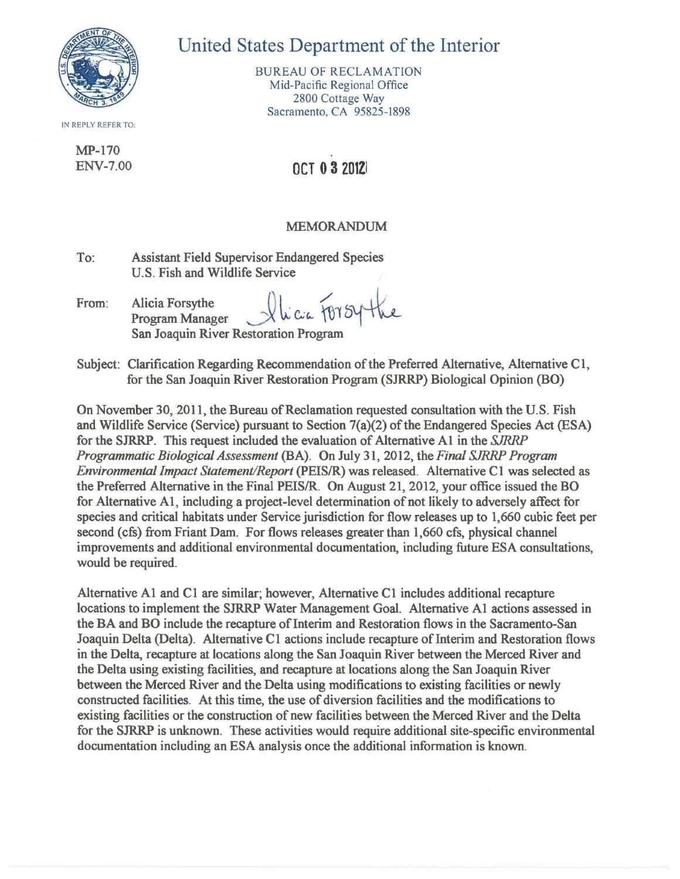# United States Department of the Interior

BUREAU OF RECLAMATION
Mid-Pacific Regional Office
2800 Cottage Way
Sacramento, CA 95825-1898

IN REPLY REFER TO:

MP-170
ENV-7.00

OCT 03 2012

## MEMORANDUM

To: Assistant Field Supervisor Endangered Species
U.S. Fish and Wildlife Service

From: Alicia Forsythe
Program Manager
San Joaquin River Restoration Program

Subject: Clarification Regarding Recommendation of the Preferred Alternative, Alternative C1, for the San Joaquin River Restoration Program (SJRRP) Biological Opinion (BO)

On November 30, 2011, the Bureau of Reclamation requested consultation with the U.S. Fish and Wildlife Service (Service) pursuant to Section 7(a)(2) of the Endangered Species Act (ESA) for the SJRRP. This request included the evaluation of Alternative A1 in the *SJRRP Programmatic Biological Assessment* (BA). On July 31, 2012, the *Final SJRRP Program Environmental Impact Statement/Report* (PEIS/R) was released. Alternative C1 was selected as the Preferred Alternative in the Final PEIS/R. On August 21, 2012, your office issued the BO for Alternative A1, including a project-level determination of not likely to adversely affect for species and critical habitats under Service jurisdiction for flow releases up to 1,660 cubic feet per second (cfs) from Friant Dam. For flows releases greater than 1,660 cfs, physical channel improvements and additional environmental documentation, including future ESA consultations, would be required.

Alternative A1 and C1 are similar; however, Alternative C1 includes additional recapture locations to implement the SJRRP Water Management Goal. Alternative A1 actions assessed in the BA and BO include the recapture of Interim and Restoration flows in the Sacramento-San Joaquin Delta (Delta). Alternative C1 actions include recapture of Interim and Restoration flows in the Delta, recapture at locations along the San Joaquin River between the Merced River and the Delta using existing facilities, and recapture at locations along the San Joaquin River between the Merced River and the Delta using modifications to existing facilities or newly constructed facilities. At this time, the use of diversion facilities and the modifications to existing facilities or the construction of new facilities between the Merced River and the Delta for the SJRRP is unknown. These activities would require additional site-specific environmental documentation including an ESA analysis once the additional information is known.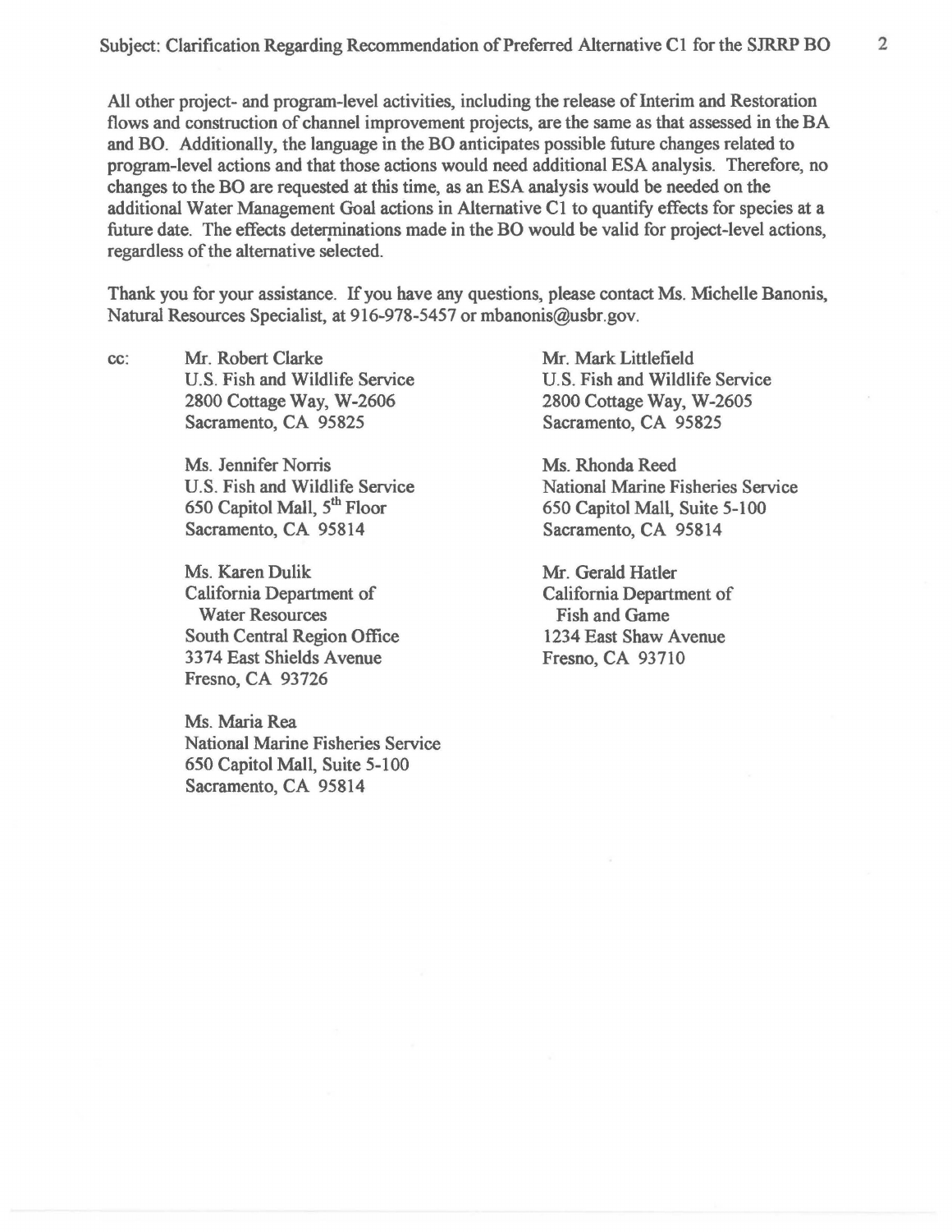All other project- and program-level activities, including the release of Interim and Restoration flows and construction of channel improvement projects, are the same as that assessed in the BA and BO. Additionally, the language in the BO anticipates possible future changes related to program-level actions and that those actions would need additional ESA analysis. Therefore, no changes to the BO are requested at this time, as an ESA analysis would be needed on the additional Water Management Goal actions in Alternative C1 to quantify effects for species at a future date. The effects determinations made in the BO would be valid for project-level actions, regardless of the alternative selected.

Thank you for your assistance. If you have any questions, please contact Ms. Michelle Banonis, Natural Resources Specialist, at 916-978-5457 or mbanonis@usbr.gov.

cc:

Mr. Robert Clarke
U.S. Fish and Wildlife Service
2800 Cottage Way, W-2606
Sacramento, CA 95825

Mr. Mark Littlefield
U.S. Fish and Wildlife Service
2800 Cottage Way, W-2605
Sacramento, CA 95825

Ms. Jennifer Norris
U.S. Fish and Wildlife Service
650 Capitol Mall, 5th Floor
Sacramento, CA 95814

Ms. Rhonda Reed
National Marine Fisheries Service
650 Capitol Mall, Suite 5-100
Sacramento, CA 95814

Ms. Karen Dulik
California Department of Water Resources
South Central Region Office
3374 East Shields Avenue
Fresno, CA 93726

Mr. Gerald Hatler
California Department of Fish and Game
1234 East Shaw Avenue
Fresno, CA 93710

Ms. Maria Rea
National Marine Fisheries Service
650 Capitol Mall, Suite 5-100
Sacramento, CA 95814